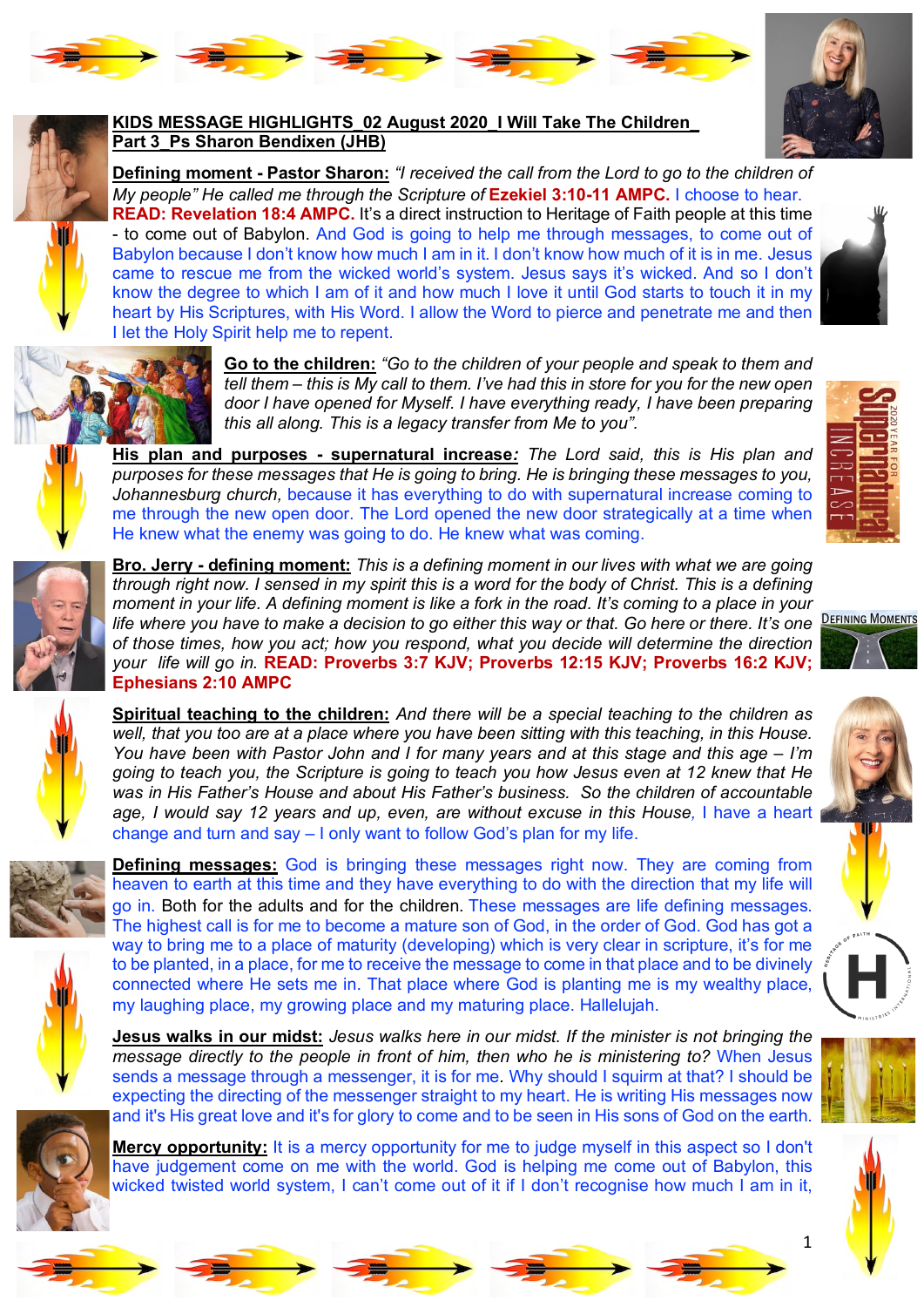**KIDS MESSAGE HIGHLIGHTS_02 August 2020_I Will Take The Children_ Part 3_Ps Sharon Bendixen (JHB)**

**Defining moment - Pastor Sharon:** *"I received the call from the Lord to go to the children of My people" He called me through the Scripture of* **Ezekiel 3:10-11 AMPC.** I choose to hear. **READ: Revelation 18:4 AMPC.** It's a direct instruction to Heritage of Faith people at this time - to come out of Babylon. And God is going to help me through messages, to come out of Babylon because I don't know how much I am in it. I don't know how much of it is in me. Jesus came to rescue me from the wicked world's system. Jesus says it's wicked. And so I don't know the degree to which I am of it and how much I love it until God starts to touch it in my heart by His Scriptures, with His Word. I allow the Word to pierce and penetrate me and then I let the Holy Spirit help me to repent.

**Go to the children:** *"Go to the children of your people and speak to them and tell them – this is My call to them. I've had this in store for you for the new open door I have opened for Myself. I have everything ready, I have been preparing this all along. This is a legacy transfer from Me to you".*

**His plan and purposes - supernatural increase***: The Lord said, this is His plan and purposes for these messages that He is going to bring. He is bringing these messages to you, Johannesburg church,* because it has everything to do with supernatural increase coming to me through the new open door. The Lord opened the new door strategically at a time when He knew what the enemy was going to do. He knew what was coming.

**Bro. Jerry - defining moment:** *This is a defining moment in our lives with what we are going through right now. I sensed in my spirit this is a word for the body of Christ. This is a defining moment in your life. A defining moment is like a fork in the road. It's coming to a place in your life where you have to make a decision to go either this way or that. Go here or there. It's one of those times, how you act; how you respond, what you decide will determine the direction your life will go in.* **READ: Proverbs 3:7 KJV; Proverbs 12:15 KJV; Proverbs 16:2 KJV; Ephesians 2:10 AMPC**

**Spiritual teaching to the children:** *And there will be a special teaching to the children as well, that you too are at a place where you have been sitting with this teaching, in this House. You have been with Pastor John and I for many years and at this stage and this age – I'm going to teach you, the Scripture is going to teach you how Jesus even at 12 knew that He was in His Father's House and about His Father's business. So the children of accountable age, I would say 12 years and up, even, are without excuse in this House,* I have a heart change and turn and say – I only want to follow God's plan for my life.

**Defining messages:** God is bringing these messages right now. They are coming from heaven to earth at this time and they have everything to do with the direction that my life will go in. Both for the adults and for the children. These messages are life defining messages. The highest call is for me to become a mature son of God, in the order of God. God has got a way to bring me to a place of maturity (developing) which is very clear in scripture, it's for me to be planted, in a place, for me to receive the message to come in that place and to be divinely connected where He sets me in. That place where God is planting me is my wealthy place, my laughing place, my growing place and my maturing place. Hallelujah.

**Jesus walks in our midst:** *Jesus walks here in our midst. If the minister is not bringing the message directly to the people in front of him, then who he is ministering to?* When Jesus sends a message through a messenger, it is for me. Why should I squirm at that? I should be expecting the directing of the messenger straight to my heart. He is writing His messages now and it's His great love and it's for glory to come and to be seen in His sons of God on the earth.

**Mercy opportunity:** It is a mercy opportunity for me to judge myself in this aspect so I don't have judgement come on me with the world. God is helping me come out of Babylon, this wicked twisted world system, I can't come out of it if I don't recognise how much I am in it,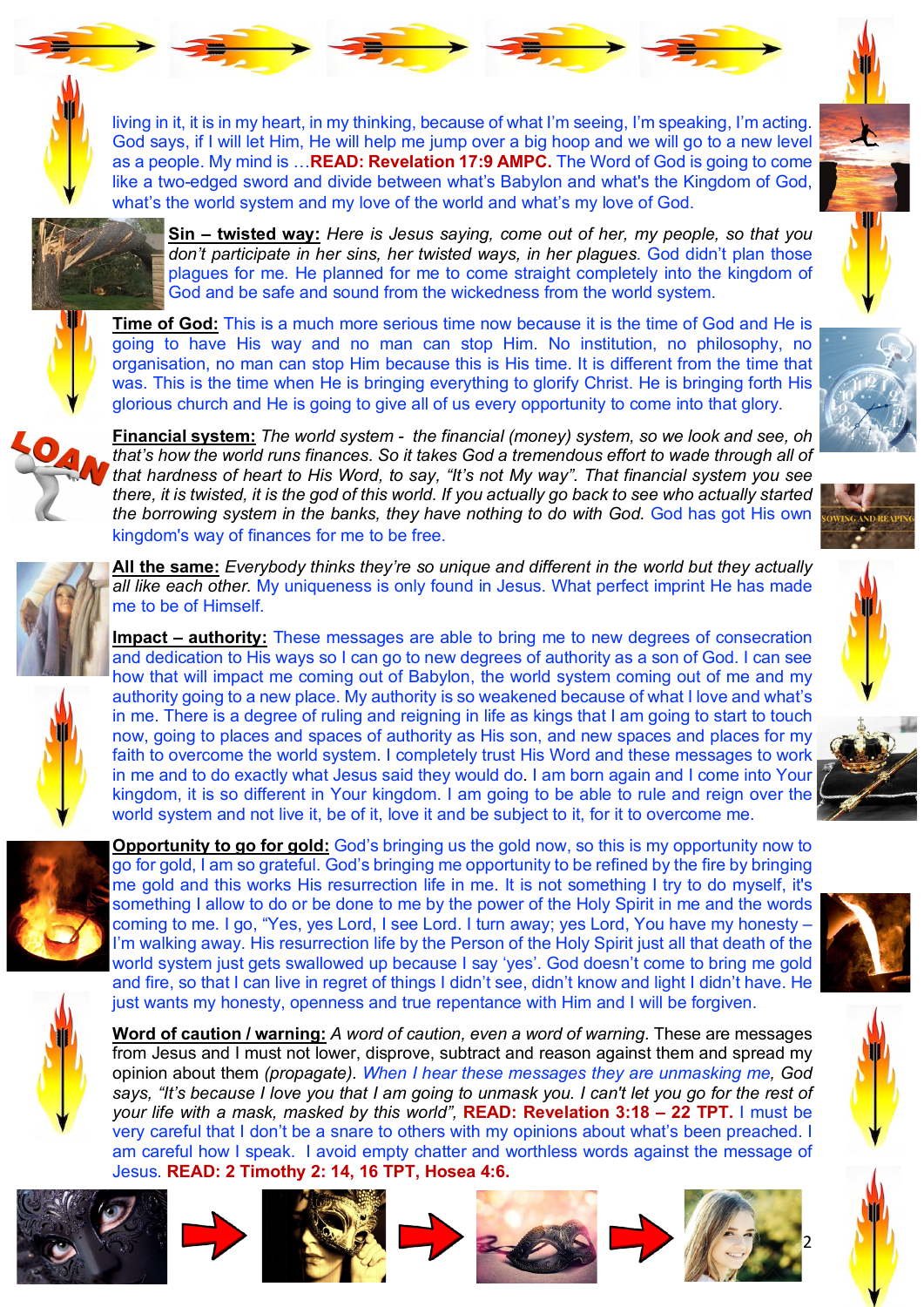living in it, it is in my heart, in my thinking, because of what I'm seeing, I'm speaking, I'm acting. God says, if I will let Him, He will help me jump over a big hoop and we will go to a new level as a people. My mind is …**READ: Revelation 17:9 AMPC.** The Word of God is going to come like a two-edged sword and divide between what's Babylon and what's the Kingdom of God, what's the world system and my love of the world and what's my love of God.

**Sin – twisted way:** *Here is Jesus saying, come out of her, my people, so that you don't participate in her sins, her twisted ways, in her plagues.* God didn't plan those plagues for me. He planned for me to come straight completely into the kingdom of God and be safe and sound from the wickedness from the world system.

**Time of God:** This is a much more serious time now because it is the time of God and He is going to have His way and no man can stop Him. No institution, no philosophy, no organisation, no man can stop Him because this is His time. It is different from the time that was. This is the time when He is bringing everything to glorify Christ. He is bringing forth His glorious church and He is going to give all of us every opportunity to come into that glory.

**Financial system:** *The world system - the financial (money) system, so we look and see, oh that's how the world runs finances. So it takes God a tremendous effort to wade through all of that hardness of heart to His Word, to say, "It's not My way". That financial system you see there, it is twisted, it is the god of this world. If you actually go back to see who actually started the borrowing system in the banks, they have nothing to do with God.* God has got His own kingdom's way of finances for me to be free.

**All the same:** *Everybody thinks they're so unique and different in the world but they actually all like each other.* My uniqueness is only found in Jesus. What perfect imprint He has made me to be of Himself.

**Impact – authority:** These messages are able to bring me to new degrees of consecration and dedication to His ways so I can go to new degrees of authority as a son of God. I can see how that will impact me coming out of Babylon, the world system coming out of me and my authority going to a new place. My authority is so weakened because of what I love and what's in me. There is a degree of ruling and reigning in life as kings that I am going to start to touch now, going to places and spaces of authority as His son, and new spaces and places for my faith to overcome the world system. I completely trust His Word and these messages to work in me and to do exactly what Jesus said they would do. I am born again and I come into Your kingdom, it is so different in Your kingdom. I am going to be able to rule and reign over the world system and not live it, be of it, love it and be subject to it, for it to overcome me.

**Opportunity to go for gold:** God's bringing us the gold now, so this is my opportunity now to go for gold, I am so grateful. God's bringing me opportunity to be refined by the fire by bringing me gold and this works His resurrection life in me. It is not something I try to do myself, it's something I allow to do or be done to me by the power of the Holy Spirit in me and the words coming to me. I go, "Yes, yes Lord, I see Lord. I turn away; yes Lord, You have my honesty – I'm walking away. His resurrection life by the Person of the Holy Spirit just all that death of the world system just gets swallowed up because I say 'yes'. God doesn't come to bring me gold and fire, so that I can live in regret of things I didn't see, didn't know and light I didn't have. He just wants my honesty, openness and true repentance with Him and I will be forgiven.

**Word of caution / warning:** *A word of caution, even a word of warning.* These are messages from Jesus and I must not lower, disprove, subtract and reason against them and spread my opinion about them *(propagate)*. *When I hear these messages they are unmasking me, God says, "It's because I love you that I am going to unmask you. I can't let you go for the rest of your life with a mask, masked by this world",* **READ: Revelation 3:18 – 22 TPT.** I must be very careful that I don't be a snare to others with my opinions about what's been preached. I am careful how I speak. I avoid empty chatter and worthless words against the message of Jesus. **READ: 2 Timothy 2: 14, 16 TPT, Hosea 4:6.**